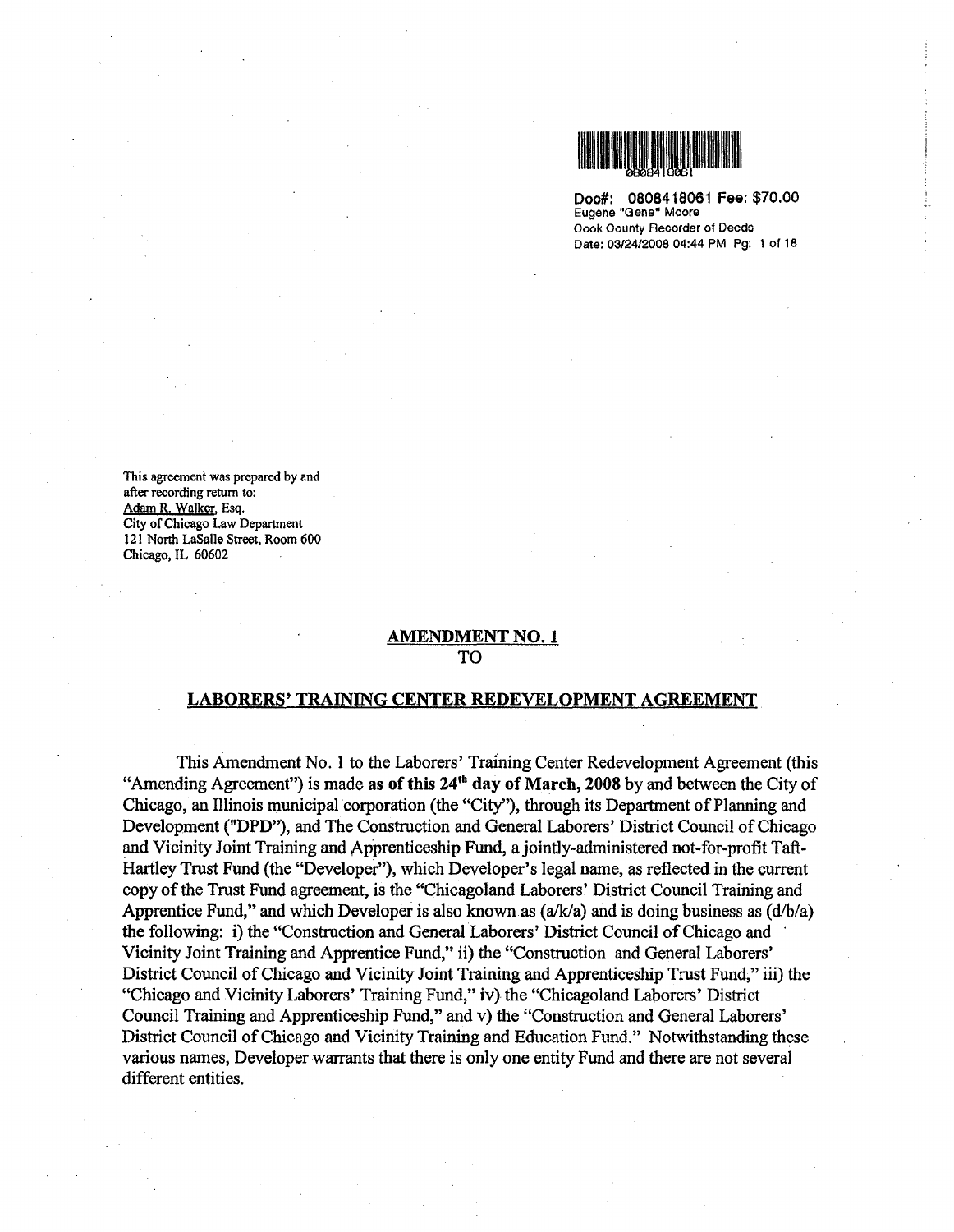Doc#: 0808418061 Fee: $70.00
Eugene "Gene" Moore
Cook County Recorder of Deeds
Date: 03/24/2008 04:44 PM Pg: 1 of 18

This agreement was prepared by and after recording return to:
Adam R. Walker, Esq.
City of Chicago Law Department
121 North LaSalle Street, Room 600
Chicago, IL 60602

# AMENDMENT NO. 1
# TO
# LABORERS' TRAINING CENTER REDEVELOPMENT AGREEMENT

This Amendment No. 1 to the Laborers' Training Center Redevelopment Agreement (this "Amending Agreement") is made **as of this 24th day of March, 2008** by and between the City of Chicago, an Illinois municipal corporation (the "City"), through its Department of Planning and Development ("DPD"), and The Construction and General Laborers' District Council of Chicago and Vicinity Joint Training and Apprenticeship Fund, a jointly-administered not-for-profit Taft-Hartley Trust Fund (the "Developer"), which Developer's legal name, as reflected in the current copy of the Trust Fund agreement, is the "Chicagoland Laborers' District Council Training and Apprentice Fund," and which Developer is also known as (a/k/a) and is doing business as (d/b/a) the following: i) the "Construction and General Laborers' District Council of Chicago and Vicinity Joint Training and Apprentice Fund," ii) the "Construction and General Laborers' District Council of Chicago and Vicinity Joint Training and Apprenticeship Trust Fund," iii) the "Chicago and Vicinity Laborers' Training Fund," iv) the "Chicagoland Laborers' District Council Training and Apprenticeship Fund," and v) the "Construction and General Laborers' District Council of Chicago and Vicinity Training and Education Fund." Notwithstanding these various names, Developer warrants that there is only one entity Fund and there are not several different entities.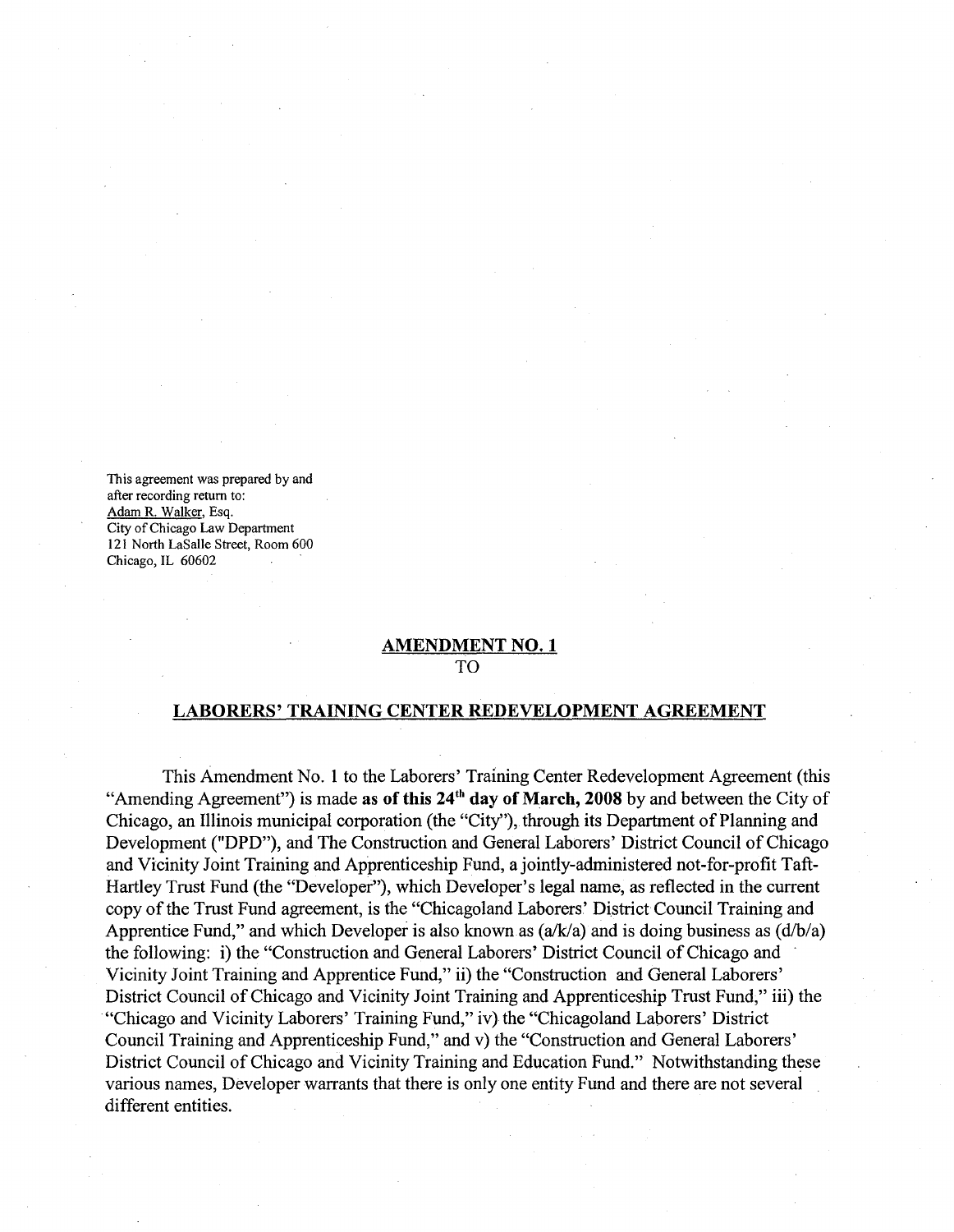This agreement was prepared by and after recording return to:
Adam R. Walker, Esq.
City of Chicago Law Department
121 North LaSalle Street, Room 600
Chicago, IL 60602

## AMENDMENT NO. 1
TO

## LABORERS' TRAINING CENTER REDEVELOPMENT AGREEMENT

This Amendment No. 1 to the Laborers' Training Center Redevelopment Agreement (this "Amending Agreement") is made **as of this 24th day of March, 2008** by and between the City of Chicago, an Illinois municipal corporation (the "City"), through its Department of Planning and Development ("DPD"), and The Construction and General Laborers' District Council of Chicago and Vicinity Joint Training and Apprenticeship Fund, a jointly-administered not-for-profit Taft-Hartley Trust Fund (the "Developer"), which Developer's legal name, as reflected in the current copy of the Trust Fund agreement, is the "Chicagoland Laborers' District Council Training and Apprentice Fund," and which Developer is also known as (a/k/a) and is doing business as (d/b/a) the following: i) the "Construction and General Laborers' District Council of Chicago and Vicinity Joint Training and Apprentice Fund," ii) the "Construction and General Laborers' District Council of Chicago and Vicinity Joint Training and Apprenticeship Trust Fund," iii) the "Chicago and Vicinity Laborers' Training Fund," iv) the "Chicagoland Laborers' District Council Training and Apprenticeship Fund," and v) the "Construction and General Laborers' District Council of Chicago and Vicinity Training and Education Fund." Notwithstanding these various names, Developer warrants that there is only one entity Fund and there are not several different entities.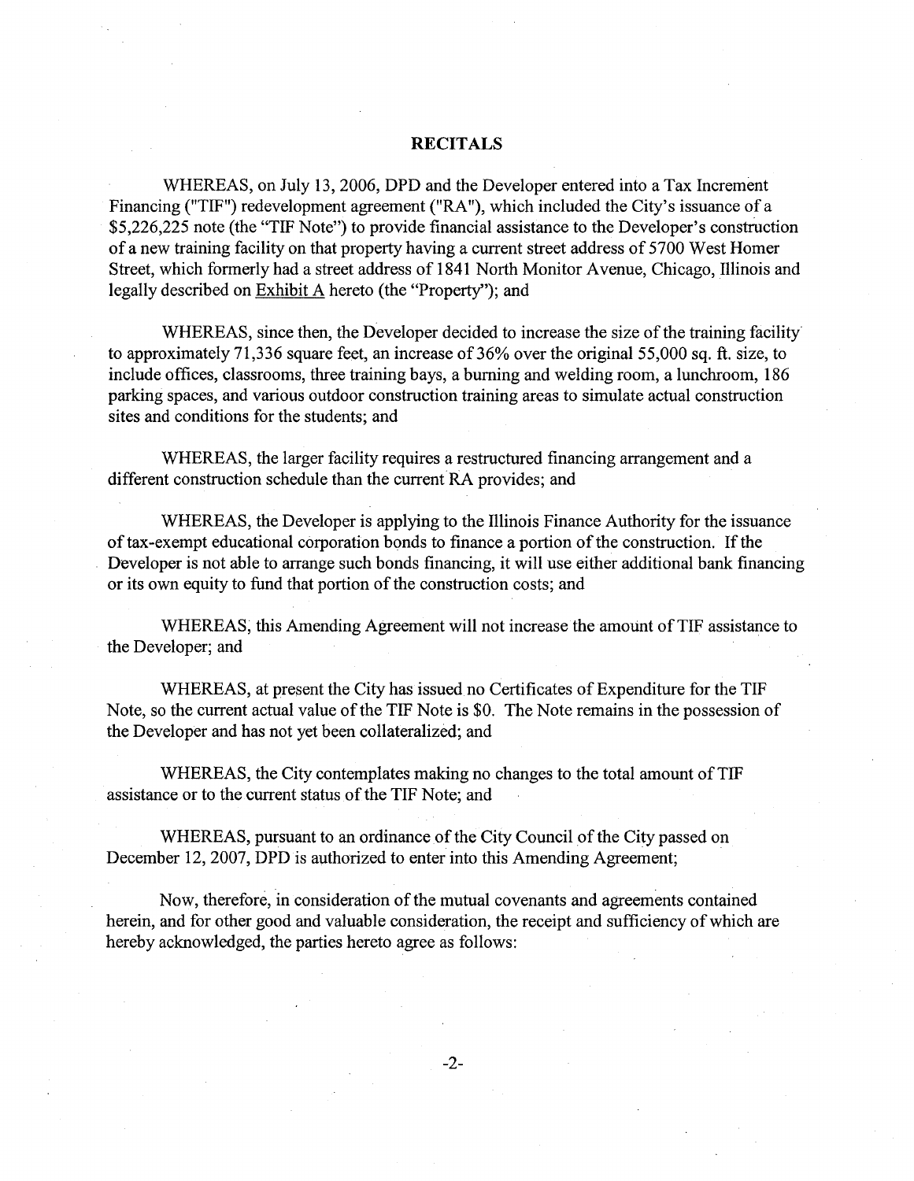## RECITALS

WHEREAS, on July 13, 2006, DPD and the Developer entered into a Tax Increment Financing ("TIF") redevelopment agreement ("RA"), which included the City's issuance of a $5,226,225 note (the "TIF Note") to provide financial assistance to the Developer's construction of a new training facility on that property having a current street address of 5700 West Homer Street, which formerly had a street address of 1841 North Monitor Avenue, Chicago, Illinois and legally described on Exhibit A hereto (the "Property"); and

WHEREAS, since then, the Developer decided to increase the size of the training facility to approximately 71,336 square feet, an increase of 36% over the original 55,000 sq. ft. size, to include offices, classrooms, three training bays, a burning and welding room, a lunchroom, 186 parking spaces, and various outdoor construction training areas to simulate actual construction sites and conditions for the students; and

WHEREAS, the larger facility requires a restructured financing arrangement and a different construction schedule than the current RA provides; and

WHEREAS, the Developer is applying to the Illinois Finance Authority for the issuance of tax-exempt educational corporation bonds to finance a portion of the construction. If the Developer is not able to arrange such bonds financing, it will use either additional bank financing or its own equity to fund that portion of the construction costs; and

WHEREAS, this Amending Agreement will not increase the amount of TIF assistance to the Developer; and

WHEREAS, at present the City has issued no Certificates of Expenditure for the TIF Note, so the current actual value of the TIF Note is $0. The Note remains in the possession of the Developer and has not yet been collateralized; and

WHEREAS, the City contemplates making no changes to the total amount of TIF assistance or to the current status of the TIF Note; and

WHEREAS, pursuant to an ordinance of the City Council of the City passed on December 12, 2007, DPD is authorized to enter into this Amending Agreement;

Now, therefore, in consideration of the mutual covenants and agreements contained herein, and for other good and valuable consideration, the receipt and sufficiency of which are hereby acknowledged, the parties hereto agree as follows: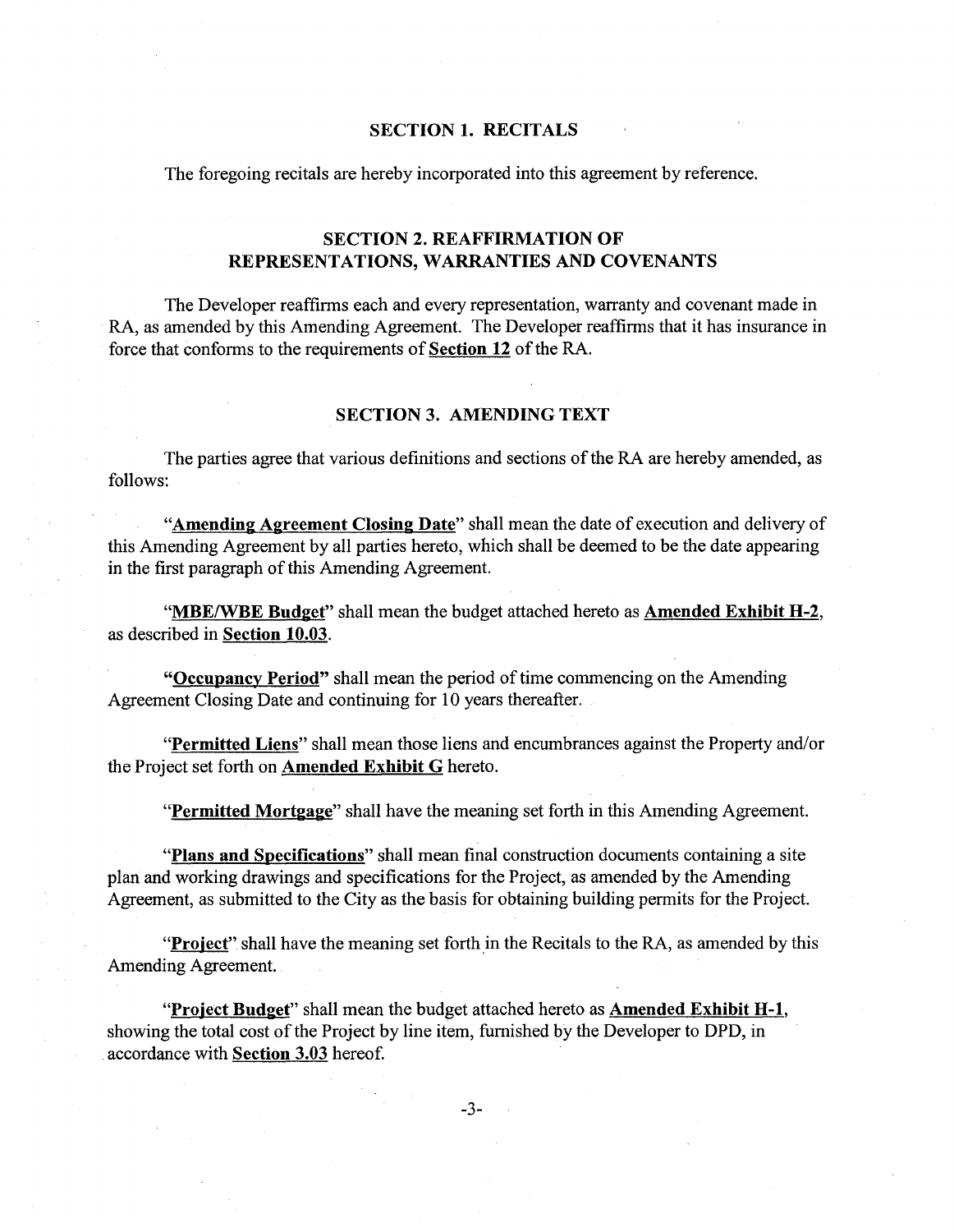## SECTION 1. RECITALS

The foregoing recitals are hereby incorporated into this agreement by reference.

## SECTION 2. REAFFIRMATION OF REPRESENTATIONS, WARRANTIES AND COVENANTS

The Developer reaffirms each and every representation, warranty and covenant made in RA, as amended by this Amending Agreement. The Developer reaffirms that it has insurance in force that conforms to the requirements of **Section 12** of the RA.

## SECTION 3. AMENDING TEXT

The parties agree that various definitions and sections of the RA are hereby amended, as follows:

"**Amending Agreement Closing Date**" shall mean the date of execution and delivery of this Amending Agreement by all parties hereto, which shall be deemed to be the date appearing in the first paragraph of this Amending Agreement.

"**MBE/WBE Budget**" shall mean the budget attached hereto as **Amended Exhibit H-2**, as described in **Section 10.03**.

"**Occupancy Period**" shall mean the period of time commencing on the Amending Agreement Closing Date and continuing for 10 years thereafter.

"**Permitted Liens**" shall mean those liens and encumbrances against the Property and/or the Project set forth on **Amended Exhibit G** hereto.

"**Permitted Mortgage**" shall have the meaning set forth in this Amending Agreement.

"**Plans and Specifications**" shall mean final construction documents containing a site plan and working drawings and specifications for the Project, as amended by the Amending Agreement, as submitted to the City as the basis for obtaining building permits for the Project.

"**Project**" shall have the meaning set forth in the Recitals to the RA, as amended by this Amending Agreement.

"**Project Budget**" shall mean the budget attached hereto as **Amended Exhibit H-1**, showing the total cost of the Project by line item, furnished by the Developer to DPD, in accordance with **Section 3.03** hereof.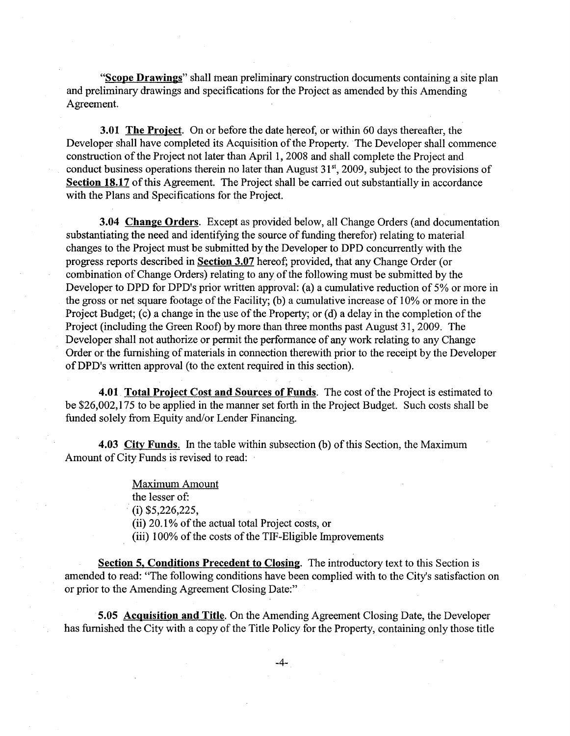"**Scope Drawings**" shall mean preliminary construction documents containing a site plan and preliminary drawings and specifications for the Project as amended by this Amending Agreement.

**3.01 The Project**. On or before the date hereof, or within 60 days thereafter, the Developer shall have completed its Acquisition of the Property. The Developer shall commence construction of the Project not later than April 1, 2008 and shall complete the Project and conduct business operations therein no later than August 31st, 2009, subject to the provisions of **Section 18.17** of this Agreement. The Project shall be carried out substantially in accordance with the Plans and Specifications for the Project.

**3.04 Change Orders**. Except as provided below, all Change Orders (and documentation substantiating the need and identifying the source of funding therefor) relating to material changes to the Project must be submitted by the Developer to DPD concurrently with the progress reports described in **Section 3.07** hereof; provided, that any Change Order (or combination of Change Orders) relating to any of the following must be submitted by the Developer to DPD for DPD's prior written approval: (a) a cumulative reduction of 5% or more in the gross or net square footage of the Facility; (b) a cumulative increase of 10% or more in the Project Budget; (c) a change in the use of the Property; or (d) a delay in the completion of the Project (including the Green Roof) by more than three months past August 31, 2009. The Developer shall not authorize or permit the performance of any work relating to any Change Order or the furnishing of materials in connection therewith prior to the receipt by the Developer of DPD's written approval (to the extent required in this section).

**4.01 Total Project Cost and Sources of Funds**. The cost of the Project is estimated to be $26,002,175 to be applied in the manner set forth in the Project Budget. Such costs shall be funded solely from Equity and/or Lender Financing.

**4.03 City Funds.** In the table within subsection (b) of this Section, the Maximum Amount of City Funds is revised to read:

Maximum Amount
the lesser of:
(i) $5,226,225,
(ii) 20.1% of the actual total Project costs, or
(iii) 100% of the costs of the TIF-Eligible Improvements

**Section 5. Conditions Precedent to Closing**. The introductory text to this Section is amended to read: "The following conditions have been complied with to the City's satisfaction on or prior to the Amending Agreement Closing Date:"

**5.05 Acquisition and Title**. On the Amending Agreement Closing Date, the Developer has furnished the City with a copy of the Title Policy for the Property, containing only those title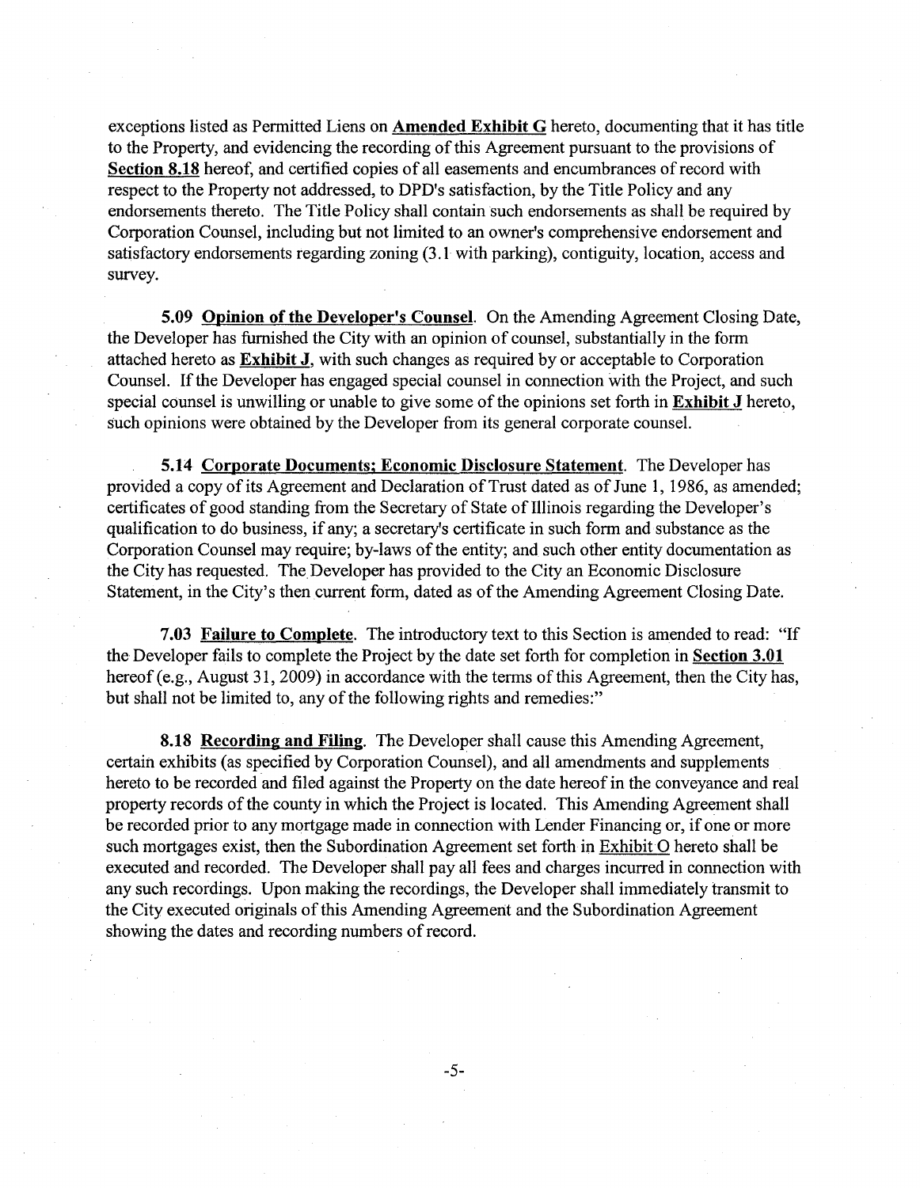exceptions listed as Permitted Liens on **Amended Exhibit G** hereto, documenting that it has title to the Property, and evidencing the recording of this Agreement pursuant to the provisions of **Section 8.18** hereof, and certified copies of all easements and encumbrances of record with respect to the Property not addressed, to DPD's satisfaction, by the Title Policy and any endorsements thereto. The Title Policy shall contain such endorsements as shall be required by Corporation Counsel, including but not limited to an owner's comprehensive endorsement and satisfactory endorsements regarding zoning (3.1 with parking), contiguity, location, access and survey.

**5.09 Opinion of the Developer's Counsel**. On the Amending Agreement Closing Date, the Developer has furnished the City with an opinion of counsel, substantially in the form attached hereto as **Exhibit J**, with such changes as required by or acceptable to Corporation Counsel. If the Developer has engaged special counsel in connection with the Project, and such special counsel is unwilling or unable to give some of the opinions set forth in **Exhibit J** hereto, such opinions were obtained by the Developer from its general corporate counsel.

**5.14 Corporate Documents; Economic Disclosure Statement**. The Developer has provided a copy of its Agreement and Declaration of Trust dated as of June 1, 1986, as amended; certificates of good standing from the Secretary of State of Illinois regarding the Developer's qualification to do business, if any; a secretary's certificate in such form and substance as the Corporation Counsel may require; by-laws of the entity; and such other entity documentation as the City has requested. The Developer has provided to the City an Economic Disclosure Statement, in the City's then current form, dated as of the Amending Agreement Closing Date.

**7.03 Failure to Complete**. The introductory text to this Section is amended to read: "If the Developer fails to complete the Project by the date set forth for completion in **Section 3.01** hereof (e.g., August 31, 2009) in accordance with the terms of this Agreement, then the City has, but shall not be limited to, any of the following rights and remedies:"

**8.18 Recording and Filing**. The Developer shall cause this Amending Agreement, certain exhibits (as specified by Corporation Counsel), and all amendments and supplements hereto to be recorded and filed against the Property on the date hereof in the conveyance and real property records of the county in which the Project is located. This Amending Agreement shall be recorded prior to any mortgage made in connection with Lender Financing or, if one or more such mortgages exist, then the Subordination Agreement set forth in Exhibit O hereto shall be executed and recorded. The Developer shall pay all fees and charges incurred in connection with any such recordings. Upon making the recordings, the Developer shall immediately transmit to the City executed originals of this Amending Agreement and the Subordination Agreement showing the dates and recording numbers of record.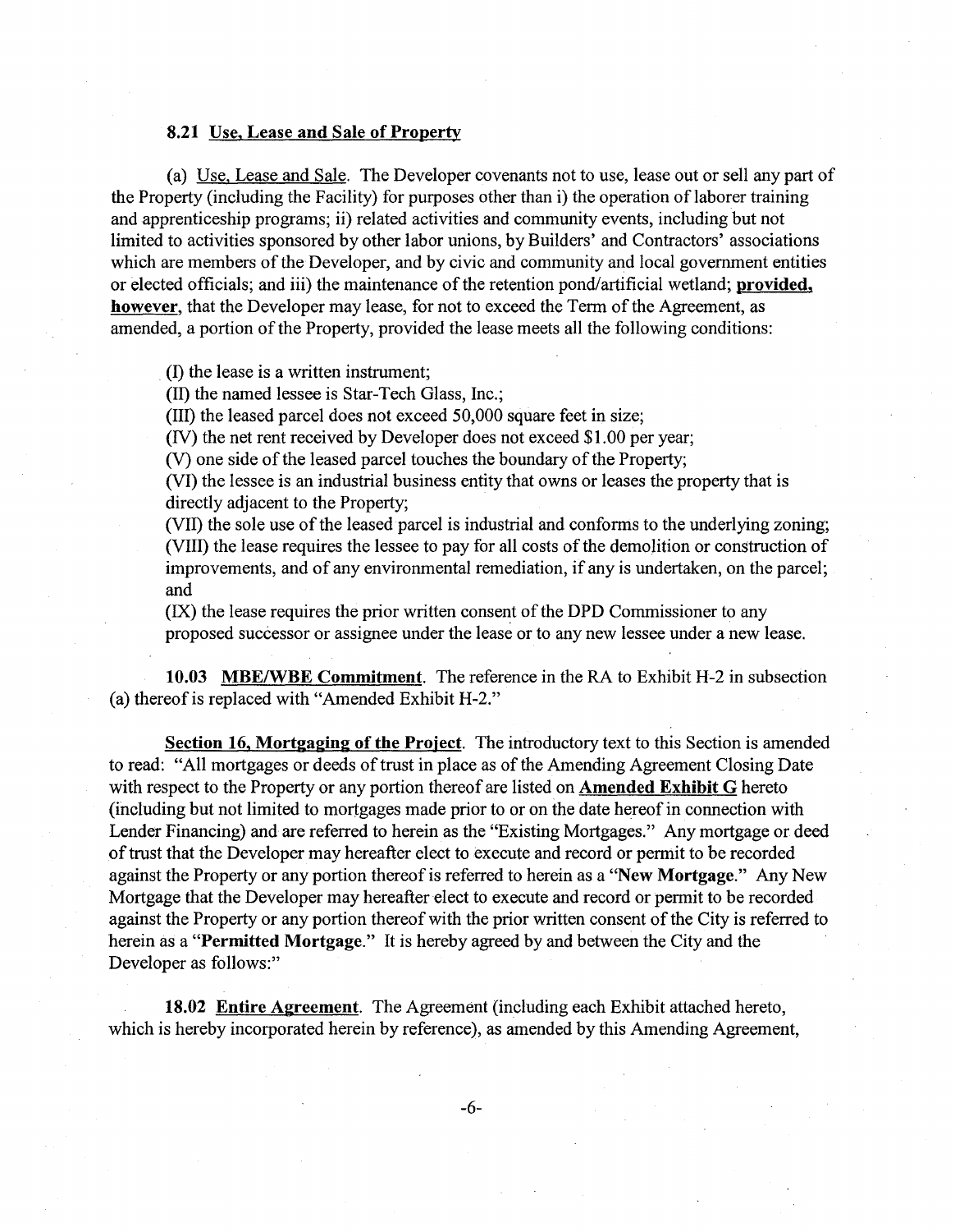**8.21 Use, Lease and Sale of Property**

(a) Use, Lease and Sale. The Developer covenants not to use, lease out or sell any part of the Property (including the Facility) for purposes other than i) the operation of laborer training and apprenticeship programs; ii) related activities and community events, including but not limited to activities sponsored by other labor unions, by Builders' and Contractors' associations which are members of the Developer, and by civic and community and local government entities or elected officials; and iii) the maintenance of the retention pond/artificial wetland; **provided, however**, that the Developer may lease, for not to exceed the Term of the Agreement, as amended, a portion of the Property, provided the lease meets all the following conditions:

(I) the lease is a written instrument;
(II) the named lessee is Star-Tech Glass, Inc.;
(III) the leased parcel does not exceed 50,000 square feet in size;
(IV) the net rent received by Developer does not exceed $1.00 per year;
(V) one side of the leased parcel touches the boundary of the Property;
(VI) the lessee is an industrial business entity that owns or leases the property that is directly adjacent to the Property;
(VII) the sole use of the leased parcel is industrial and conforms to the underlying zoning;
(VIII) the lease requires the lessee to pay for all costs of the demolition or construction of improvements, and of any environmental remediation, if any is undertaken, on the parcel; and
(IX) the lease requires the prior written consent of the DPD Commissioner to any proposed successor or assignee under the lease or to any new lessee under a new lease.

**10.03 MBE/WBE Commitment**. The reference in the RA to Exhibit H-2 in subsection (a) thereof is replaced with "Amended Exhibit H-2."

**Section 16, Mortgaging of the Project**. The introductory text to this Section is amended to read: "All mortgages or deeds of trust in place as of the Amending Agreement Closing Date with respect to the Property or any portion thereof are listed on **Amended Exhibit G** hereto (including but not limited to mortgages made prior to or on the date hereof in connection with Lender Financing) and are referred to herein as the "Existing Mortgages." Any mortgage or deed of trust that the Developer may hereafter elect to execute and record or permit to be recorded against the Property or any portion thereof is referred to herein as a "**New Mortgage.**" Any New Mortgage that the Developer may hereafter elect to execute and record or permit to be recorded against the Property or any portion thereof with the prior written consent of the City is referred to herein as a "**Permitted Mortgage.**" It is hereby agreed by and between the City and the Developer as follows:"

**18.02 Entire Agreement**. The Agreement (including each Exhibit attached hereto, which is hereby incorporated herein by reference), as amended by this Amending Agreement,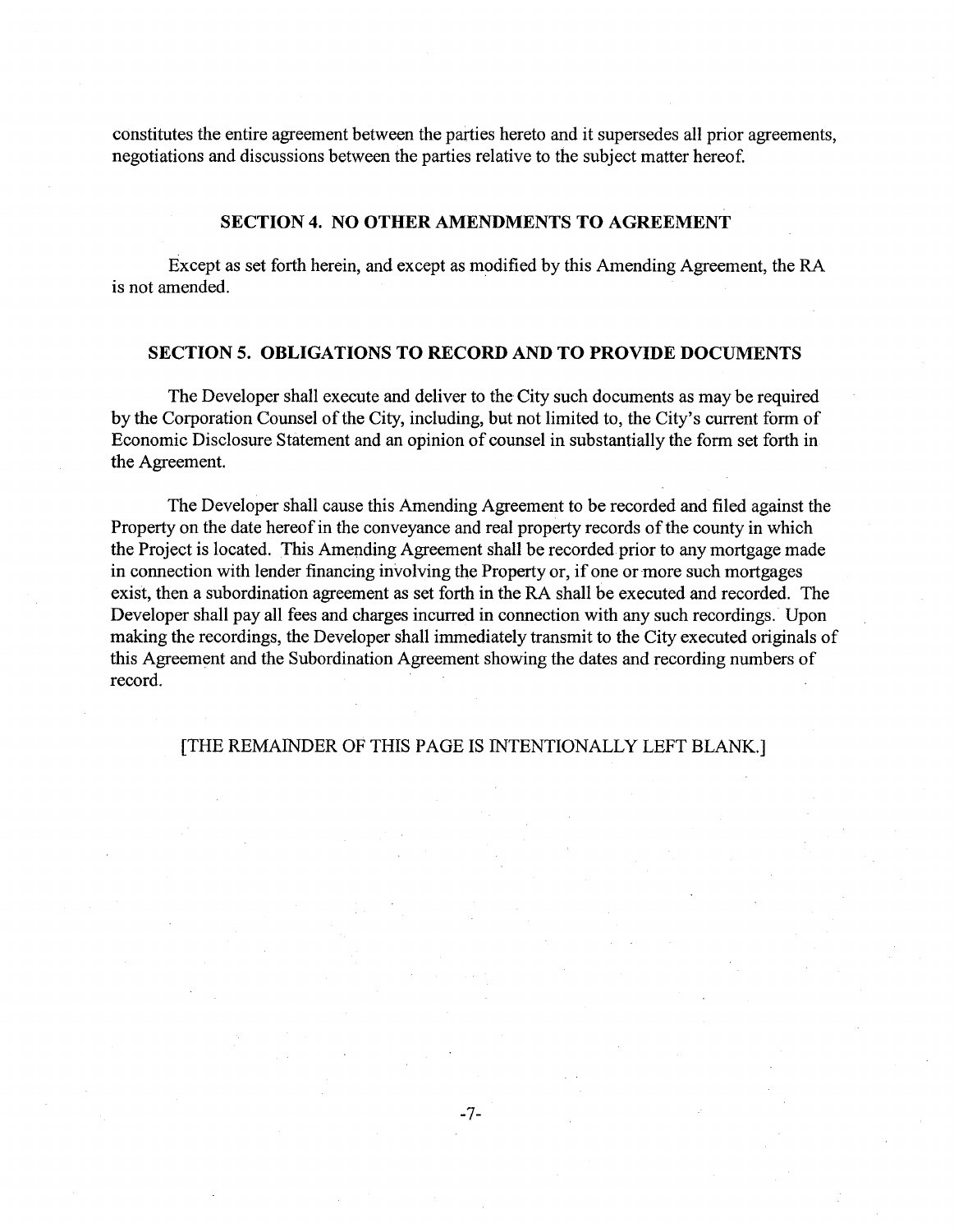constitutes the entire agreement between the parties hereto and it supersedes all prior agreements, negotiations and discussions between the parties relative to the subject matter hereof.

## SECTION 4. NO OTHER AMENDMENTS TO AGREEMENT

Except as set forth herein, and except as modified by this Amending Agreement, the RA is not amended.

## SECTION 5. OBLIGATIONS TO RECORD AND TO PROVIDE DOCUMENTS

The Developer shall execute and deliver to the City such documents as may be required by the Corporation Counsel of the City, including, but not limited to, the City's current form of Economic Disclosure Statement and an opinion of counsel in substantially the form set forth in the Agreement.

The Developer shall cause this Amending Agreement to be recorded and filed against the Property on the date hereof in the conveyance and real property records of the county in which the Project is located. This Amending Agreement shall be recorded prior to any mortgage made in connection with lender financing involving the Property or, if one or more such mortgages exist, then a subordination agreement as set forth in the RA shall be executed and recorded. The Developer shall pay all fees and charges incurred in connection with any such recordings. Upon making the recordings, the Developer shall immediately transmit to the City executed originals of this Agreement and the Subordination Agreement showing the dates and recording numbers of record.

[THE REMAINDER OF THIS PAGE IS INTENTIONALLY LEFT BLANK.]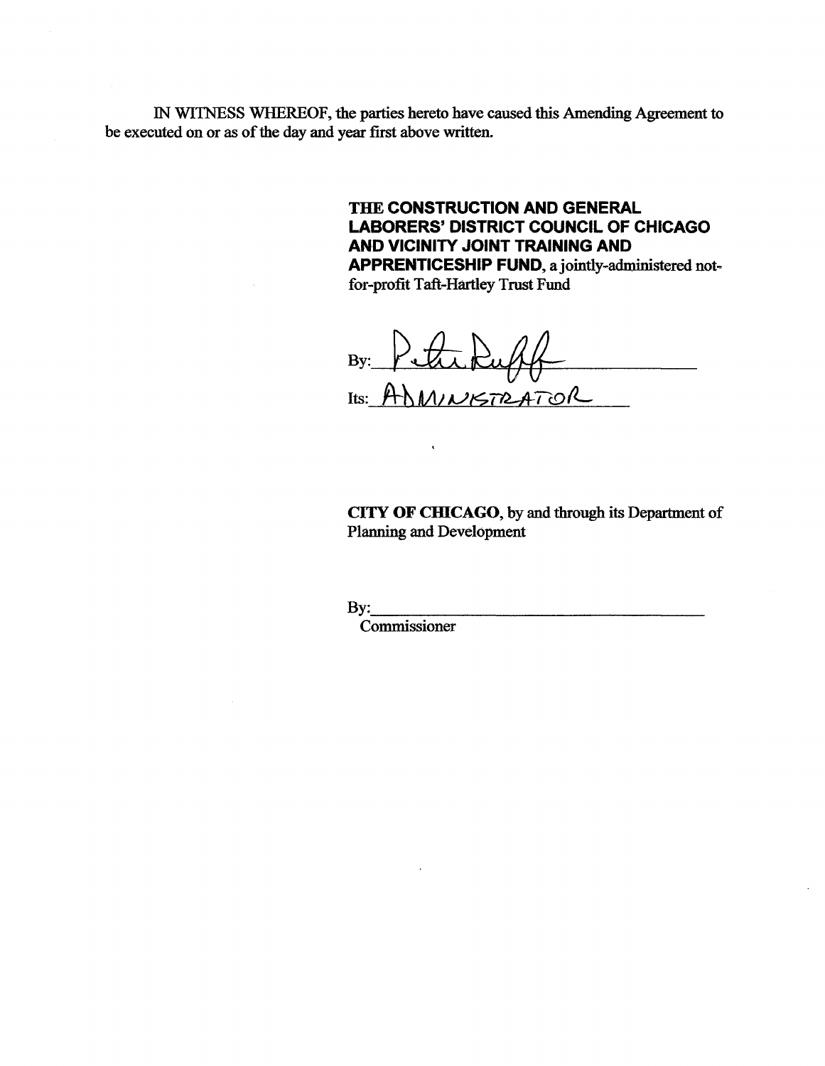IN WITNESS WHEREOF, the parties hereto have caused this Amending Agreement to be executed on or as of the day and year first above written.

**THE CONSTRUCTION AND GENERAL LABORERS' DISTRICT COUNCIL OF CHICAGO AND VICINITY JOINT TRAINING AND APPRENTICESHIP FUND**, a jointly-administered not-for-profit Taft-Hartley Trust Fund

By: Peter Ruff

Its: ADMINISTRATOR

**CITY OF CHICAGO**, by and through its Department of Planning and Development

By:\_\_\_\_\_\_\_\_\_\_\_\_\_\_\_\_\_\_\_\_\_\_\_\_\_\_\_\_\_\_\_\_\_\_\_\_

Commissioner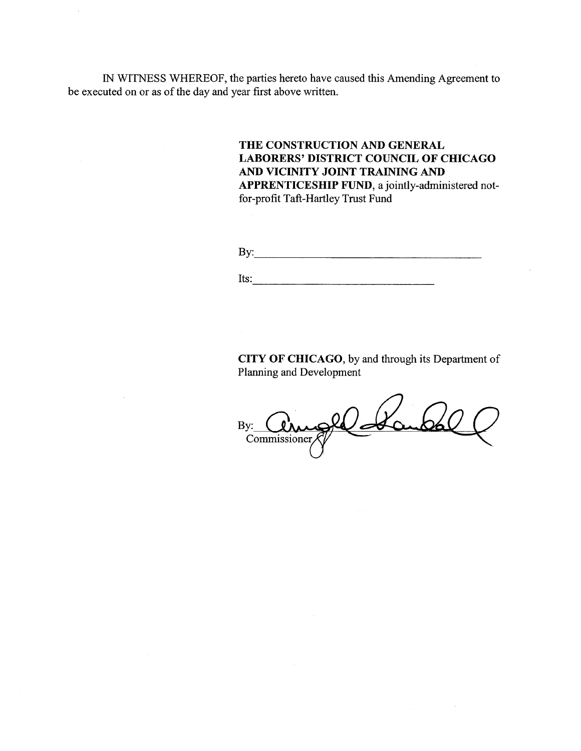IN WITNESS WHEREOF, the parties hereto have caused this Amending Agreement to be executed on or as of the day and year first above written.

**THE CONSTRUCTION AND GENERAL LABORERS' DISTRICT COUNCIL OF CHICAGO AND VICINITY JOINT TRAINING AND APPRENTICESHIP FUND**, a jointly-administered not-for-profit Taft-Hartley Trust Fund

By:\_\_\_\_\_\_\_\_\_\_\_\_\_\_\_\_\_\_\_\_\_\_\_\_\_\_\_\_\_\_\_\_\_\_\_\_\_\_\_\_

Its:\_\_\_\_\_\_\_\_\_\_\_\_\_\_\_\_\_\_\_\_\_\_\_\_\_\_\_\_\_\_\_\_

**CITY OF CHICAGO**, by and through its Department of Planning and Development

By: \_\_\_\_\_\_\_\_\_\_\_\_\_\_\_\_\_\_\_\_\_\_\_\_\_\_\_\_\_\_\_\_\_\_\_\_\_\_\_\_
Commissioner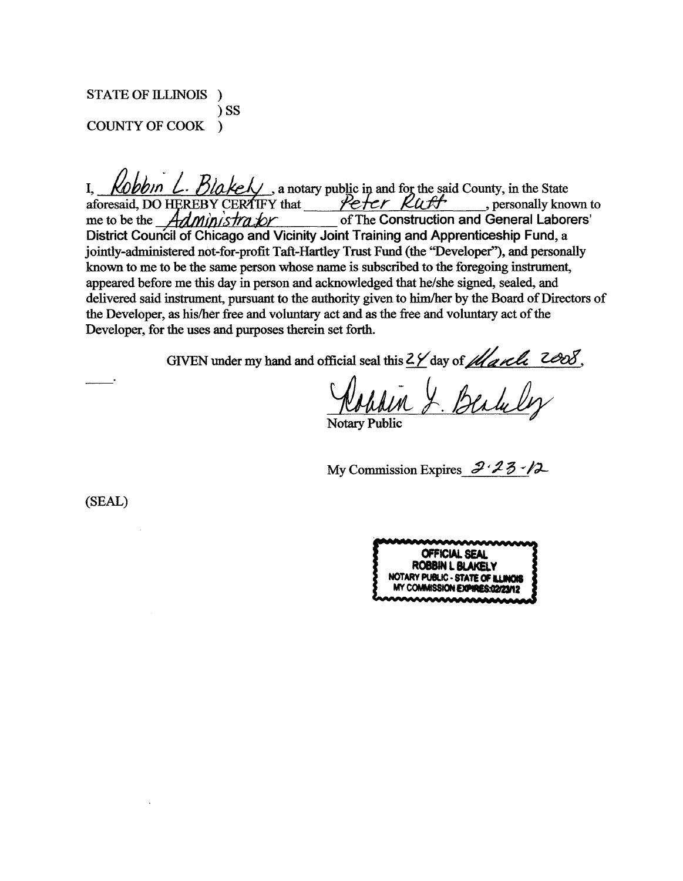STATE OF ILLINOIS )
) SS
COUNTY OF COOK )

I, Robbin L. Blakely, a notary public in and for the said County, in the State aforesaid, DO HEREBY CERTIFY that Peter Ruff, personally known to me to be the Administrator of The **Construction and General Laborers' District Council of Chicago and Vicinity Joint Training and Apprenticeship Fund**, a jointly-administered not-for-profit Taft-Hartley Trust Fund (the "Developer"), and personally known to me to be the same person whose name is subscribed to the foregoing instrument, appeared before me this day in person and acknowledged that he/she signed, sealed, and delivered said instrument, pursuant to the authority given to him/her by the Board of Directors of the Developer, as his/her free and voluntary act and as the free and voluntary act of the Developer, for the uses and purposes therein set forth.

GIVEN under my hand and official seal this 24 day of March 2008.

Robbin L. Blakely
Notary Public

My Commission Expires 2-23-12

(SEAL)

OFFICIAL SEAL
ROBBIN L BLAKELY
NOTARY PUBLIC - STATE OF ILLINOIS
MY COMMISSION EXPIRES:02/23/12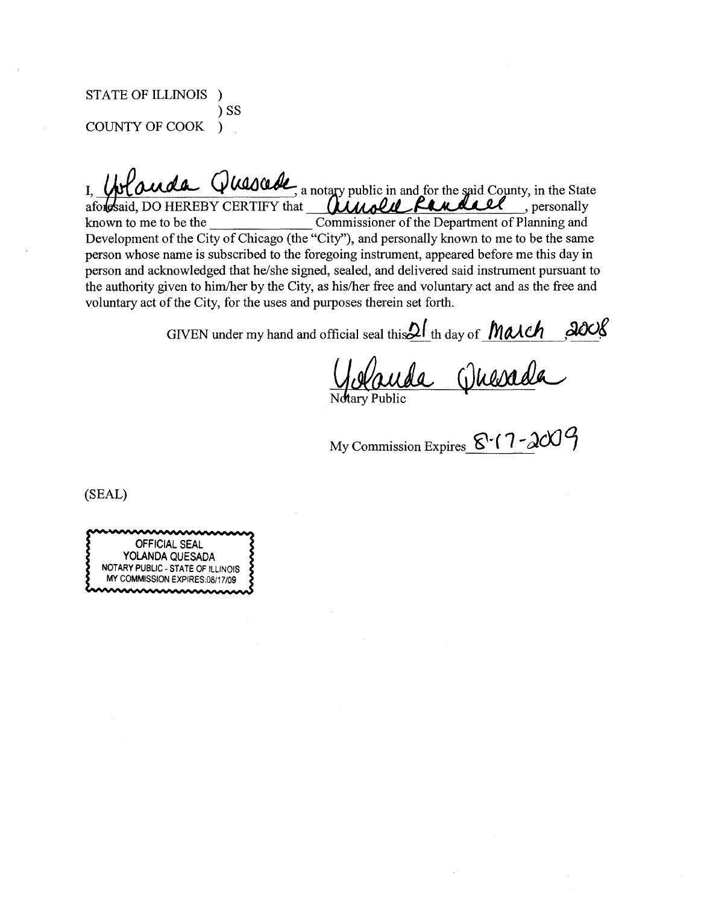STATE OF ILLINOIS )
) SS
COUNTY OF COOK )

I, Yolanda Quesada, a notary public in and for the said County, in the State aforesaid, DO HEREBY CERTIFY that Arnold Randall, personally known to me to be the ______________ Commissioner of the Department of Planning and Development of the City of Chicago (the "City"), and personally known to me to be the same person whose name is subscribed to the foregoing instrument, appeared before me this day in person and acknowledged that he/she signed, sealed, and delivered said instrument pursuant to the authority given to him/her by the City, as his/her free and voluntary act and as the free and voluntary act of the City, for the uses and purposes therein set forth.

GIVEN under my hand and official seal this 21 th day of March, 2008.

Yolanda Quesada
Notary Public

My Commission Expires 8-17-2009

(SEAL)

OFFICIAL SEAL
YOLANDA QUESADA
NOTARY PUBLIC - STATE OF ILLINOIS
MY COMMISSION EXPIRES:08/17/09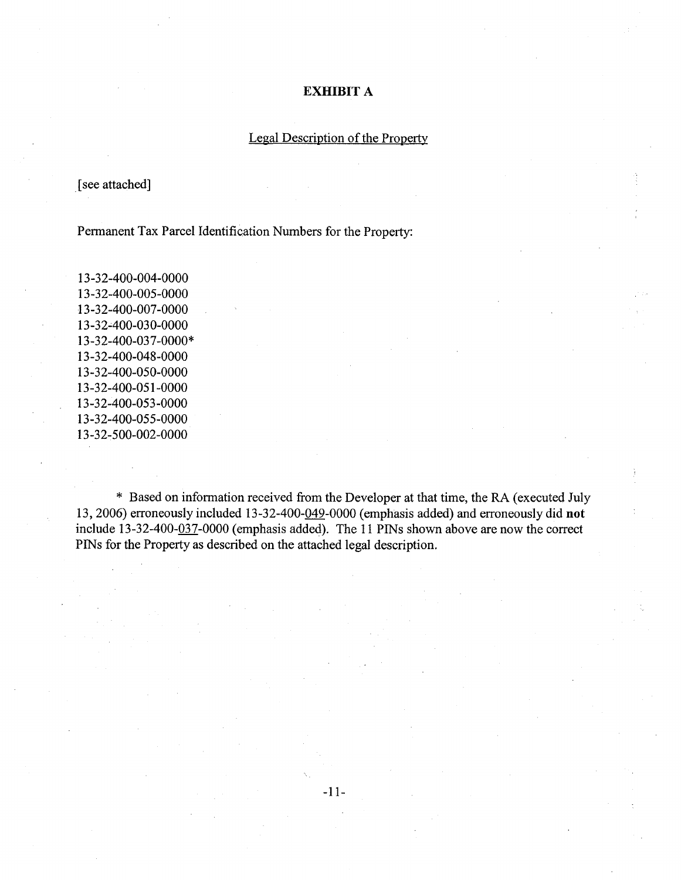# EXHIBIT A

<u>Legal Description of the Property</u>

[see attached]

Permanent Tax Parcel Identification Numbers for the Property:

13-32-400-004-0000
13-32-400-005-0000
13-32-400-007-0000
13-32-400-030-0000
13-32-400-037-0000*
13-32-400-048-0000
13-32-400-050-0000
13-32-400-051-0000
13-32-400-053-0000
13-32-400-055-0000
13-32-500-002-0000

\* Based on information received from the Developer at that time, the RA (executed July 13, 2006) erroneously included 13-32-400-<u>049</u>-0000 (emphasis added) and erroneously did **not** include 13-32-400-<u>037</u>-0000 (emphasis added). The 11 PINs shown above are now the correct PINs for the Property as described on the attached legal description.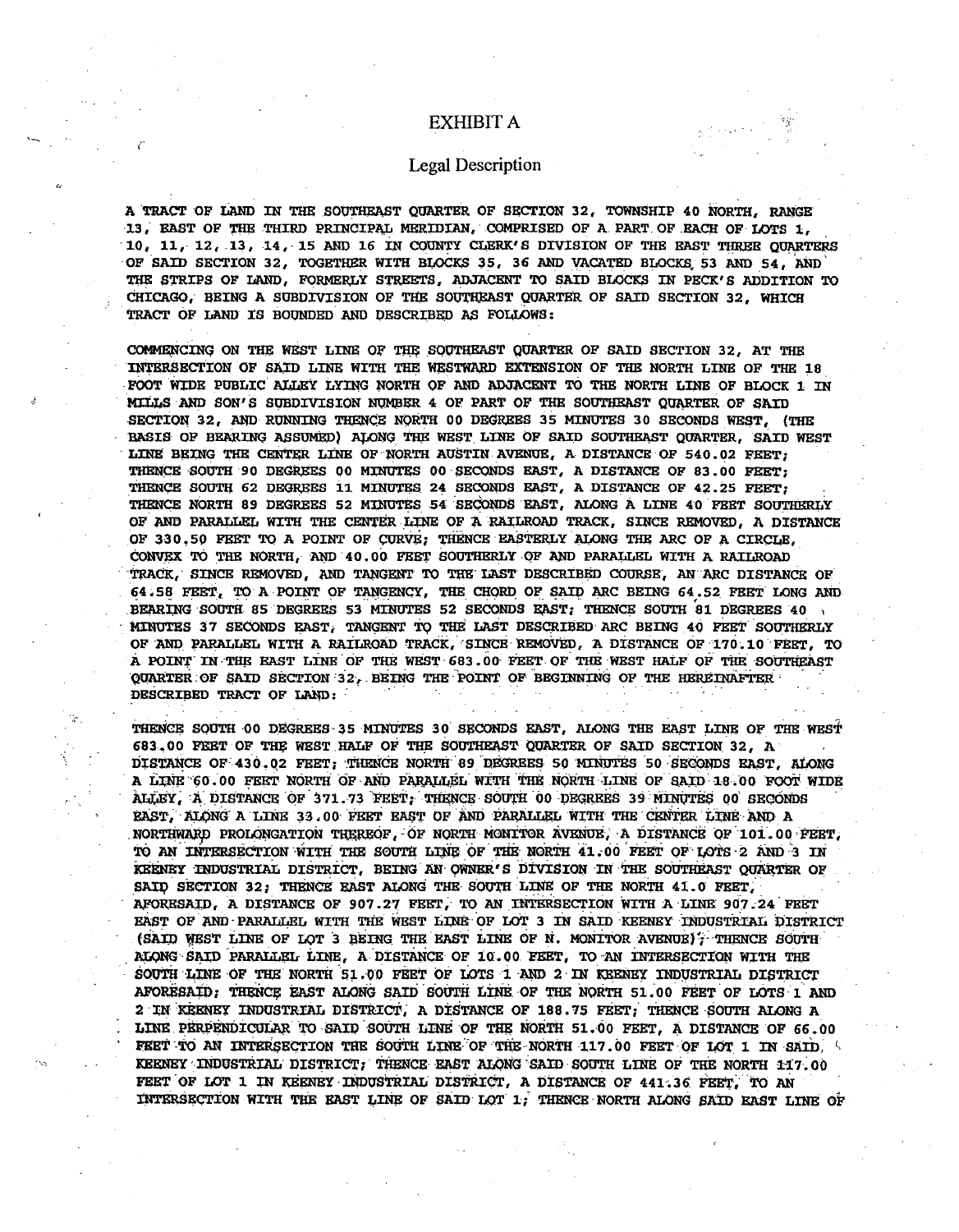# EXHIBIT A

## Legal Description

A TRACT OF LAND IN THE SOUTHEAST QUARTER OF SECTION 32, TOWNSHIP 40 NORTH, RANGE 13, EAST OF THE THIRD PRINCIPAL MERIDIAN, COMPRISED OF A PART OF EACH OF LOTS 1, 10, 11, 12, 13, 14, 15 AND 16 IN COUNTY CLERK'S DIVISION OF THE EAST THREE QUARTERS OF SAID SECTION 32, TOGETHER WITH BLOCKS 35, 36 AND VACATED BLOCKS 53 AND 54, AND THE STRIPS OF LAND, FORMERLY STREETS, ADJACENT TO SAID BLOCKS IN PECK'S ADDITION TO CHICAGO, BEING A SUBDIVISION OF THE SOUTHEAST QUARTER OF SAID SECTION 32, WHICH TRACT OF LAND IS BOUNDED AND DESCRIBED AS FOLLOWS:

COMMENCING ON THE WEST LINE OF THE SOUTHEAST QUARTER OF SAID SECTION 32, AT THE INTERSECTION OF SAID LINE WITH THE WESTWARD EXTENSION OF THE NORTH LINE OF THE 18 FOOT WIDE PUBLIC ALLEY LYING NORTH OF AND ADJACENT TO THE NORTH LINE OF BLOCK 1 IN MILLS AND SON'S SUBDIVISION NUMBER 4 OF PART OF THE SOUTHEAST QUARTER OF SAID SECTION 32, AND RUNNING THENCE NORTH 00 DEGREES 35 MINUTES 30 SECONDS WEST, (THE BASIS OF BEARING ASSUMED) ALONG THE WEST LINE OF SAID SOUTHEAST QUARTER, SAID WEST LINE BEING THE CENTER LINE OF NORTH AUSTIN AVENUE, A DISTANCE OF 540.02 FEET; THENCE SOUTH 90 DEGREES 00 MINUTES 00 SECONDS EAST, A DISTANCE OF 83.00 FEET; THENCE SOUTH 62 DEGREES 11 MINUTES 24 SECONDS EAST, A DISTANCE OF 42.25 FEET; THENCE NORTH 89 DEGREES 52 MINUTES 54 SECONDS EAST, ALONG A LINE 40 FEET SOUTHERLY OF AND PARALLEL WITH THE CENTER LINE OF A RAILROAD TRACK, SINCE REMOVED, A DISTANCE OF 330.50 FEET TO A POINT OF CURVE; THENCE EASTERLY ALONG THE ARC OF A CIRCLE, CONVEX TO THE NORTH, AND 40.00 FEET SOUTHERLY OF AND PARALLEL WITH A RAILROAD TRACK, SINCE REMOVED, AND TANGENT TO THE LAST DESCRIBED COURSE, AN ARC DISTANCE OF 64.58 FEET, TO A POINT OF TANGENCY, THE CHORD OF SAID ARC BEING 64.52 FEET LONG AND BEARING SOUTH 85 DEGREES 53 MINUTES 52 SECONDS EAST; THENCE SOUTH 81 DEGREES 40 MINUTES 37 SECONDS EAST, TANGENT TO THE LAST DESCRIBED ARC BEING 40 FEET SOUTHERLY OF AND PARALLEL WITH A RAILROAD TRACK, SINCE REMOVED, A DISTANCE OF 170.10 FEET, TO A POINT IN THE EAST LINE OF THE WEST 683.00 FEET OF THE WEST HALF OF THE SOUTHEAST QUARTER OF SAID SECTION 32, BEING THE POINT OF BEGINNING OF THE HEREINAFTER DESCRIBED TRACT OF LAND:

THENCE SOUTH 00 DEGREES 35 MINUTES 30 SECONDS EAST, ALONG THE EAST LINE OF THE WEST 683.00 FEET OF THE WEST HALF OF THE SOUTHEAST QUARTER OF SAID SECTION 32, A DISTANCE OF 430.02 FEET; THENCE NORTH 89 DEGREES 50 MINUTES 50 SECONDS EAST, ALONG A LINE 60.00 FEET NORTH OF AND PARALLEL WITH THE NORTH LINE OF SAID 18.00 FOOT WIDE ALLEY, A DISTANCE OF 371.73 FEET; THENCE SOUTH 00 DEGREES 39 MINUTES 00 SECONDS EAST, ALONG A LINE 33.00 FEET EAST OF AND PARALLEL WITH THE CENTER LINE AND A NORTHWARD PROLONGATION THEREOF, OF NORTH MONITOR AVENUE, A DISTANCE OF 101.00 FEET, TO AN INTERSECTION WITH THE SOUTH LINE OF THE NORTH 41.00 FEET OF LOTS 2 AND 3 IN KEENEY INDUSTRIAL DISTRICT, BEING AN OWNER'S DIVISION IN THE SOUTHEAST QUARTER OF SAID SECTION 32; THENCE EAST ALONG THE SOUTH LINE OF THE NORTH 41.0 FEET, AFORESAID, A DISTANCE OF 907.27 FEET, TO AN INTERSECTION WITH A LINE 907.24 FEET EAST OF AND PARALLEL WITH THE WEST LINE OF LOT 3 IN SAID KEENEY INDUSTRIAL DISTRICT (SAID WEST LINE OF LOT 3 BEING THE EAST LINE OF N. MONITOR AVENUE); THENCE SOUTH ALONG SAID PARALLEL LINE, A DISTANCE OF 10.00 FEET, TO AN INTERSECTION WITH THE SOUTH LINE OF THE NORTH 51.00 FEET OF LOTS 1 AND 2 IN KEENEY INDUSTRIAL DISTRICT AFORESAID; THENCE EAST ALONG SAID SOUTH LINE OF THE NORTH 51.00 FEET OF LOTS 1 AND 2 IN KEENEY INDUSTRIAL DISTRICT, A DISTANCE OF 188.75 FEET; THENCE SOUTH ALONG A LINE PERPENDICULAR TO SAID SOUTH LINE OF THE NORTH 51.00 FEET, A DISTANCE OF 66.00 FEET TO AN INTERSECTION THE SOUTH LINE OF THE NORTH 117.00 FEET OF LOT 1 IN SAID KEENEY INDUSTRIAL DISTRICT; THENCE EAST ALONG SAID SOUTH LINE OF THE NORTH 117.00 FEET OF LOT 1 IN KEENEY INDUSTRIAL DISTRICT, A DISTANCE OF 441.36 FEET, TO AN INTERSECTION WITH THE EAST LINE OF SAID LOT 1; THENCE NORTH ALONG SAID EAST LINE OF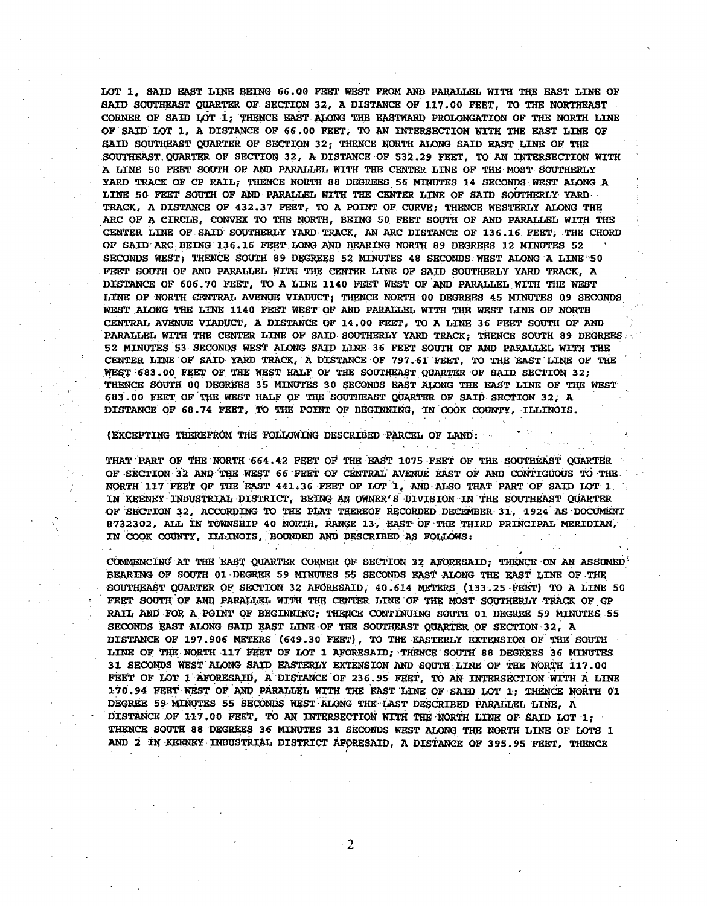LOT 1, SAID EAST LINE BEING 66.00 FEET WEST FROM AND PARALLEL WITH THE EAST LINE OF SAID SOUTHEAST QUARTER OF SECTION 32, A DISTANCE OF 117.00 FEET, TO THE NORTHEAST CORNER OF SAID LOT 1; THENCE EAST ALONG THE EASTWARD PROLONGATION OF THE NORTH LINE OF SAID LOT 1, A DISTANCE OF 66.00 FEET, TO AN INTERSECTION WITH THE EAST LINE OF SAID SOUTHEAST QUARTER OF SECTION 32; THENCE NORTH ALONG SAID EAST LINE OF THE SOUTHEAST QUARTER OF SECTION 32, A DISTANCE OF 532.29 FEET, TO AN INTERSECTION WITH A LINE 50 FEET SOUTH OF AND PARALLEL WITH THE CENTER LINE OF THE MOST SOUTHERLY YARD TRACK OF CP RAIL; THENCE NORTH 88 DEGREES 56 MINUTES 14 SECONDS WEST ALONG A LINE 50 FEET SOUTH OF AND PARALLEL WITH THE CENTER LINE OF SAID SOUTHERLY YARD TRACK, A DISTANCE OF 432.37 FEET, TO A POINT OF CURVE; THENCE WESTERLY ALONG THE ARC OF A CIRCLE, CONVEX TO THE NORTH, BEING 50 FEET SOUTH OF AND PARALLEL WITH THE CENTER LINE OF SAID SOUTHERLY YARD TRACK, AN ARC DISTANCE OF 136.16 FEET, THE CHORD OF SAID ARC BEING 136.16 FEET LONG AND BEARING NORTH 89 DEGREES 12 MINUTES 52 SECONDS WEST; THENCE SOUTH 89 DEGREES 52 MINUTES 48 SECONDS WEST ALONG A LINE 50 FEET SOUTH OF AND PARALLEL WITH THE CENTER LINE OF SAID SOUTHERLY YARD TRACK, A DISTANCE OF 606.70 FEET, TO A LINE 1140 FEET WEST OF AND PARALLEL WITH THE WEST LINE OF NORTH CENTRAL AVENUE VIADUCT; THENCE NORTH 00 DEGREES 45 MINUTES 09 SECONDS WEST ALONG THE LINE 1140 FEET WEST OF AND PARALLEL WITH THE WEST LINE OF NORTH CENTRAL AVENUE VIADUCT, A DISTANCE OF 14.00 FEET, TO A LINE 36 FEET SOUTH OF AND PARALLEL WITH THE CENTER LINE OF SAID SOUTHERLY YARD TRACK; THENCE SOUTH 89 DEGREES 52 MINUTES 53 SECONDS WEST ALONG SAID LINE 36 FEET SOUTH OF AND PARALLEL WITH THE CENTER LINE OF SAID YARD TRACK, A DISTANCE OF 797.61 FEET, TO THE EAST LINE OF THE WEST 683.00 FEET OF THE WEST HALF OF THE SOUTHEAST QUARTER OF SAID SECTION 32; THENCE SOUTH 00 DEGREES 35 MINUTES 30 SECONDS EAST ALONG THE EAST LINE OF THE WEST 683.00 FEET OF THE WEST HALF OF THE SOUTHEAST QUARTER OF SAID SECTION 32, A DISTANCE OF 68.74 FEET, TO THE POINT OF BEGINNING, IN COOK COUNTY, ILLINOIS.

(EXCEPTING THEREFROM THE FOLLOWING DESCRIBED PARCEL OF LAND:

THAT PART OF THE NORTH 664.42 FEET OF THE EAST 1075 FEET OF THE SOUTHEAST QUARTER OF SECTION 32 AND THE WEST 66 FEET OF CENTRAL AVENUE EAST OF AND CONTIGUOUS TO THE NORTH 117 FEET OF THE EAST 441.36 FEET OF LOT 1, AND ALSO THAT PART OF SAID LOT 1 IN KEENEY INDUSTRIAL DISTRICT, BEING AN OWNER'S DIVISION IN THE SOUTHEAST QUARTER OF SECTION 32, ACCORDING TO THE PLAT THEREOF RECORDED DECEMBER 31, 1924 AS DOCUMENT 8732302, ALL IN TOWNSHIP 40 NORTH, RANGE 13, EAST OF THE THIRD PRINCIPAL MERIDIAN, IN COOK COUNTY, ILLINOIS, BOUNDED AND DESCRIBED AS FOLLOWS:

COMMENCING AT THE EAST QUARTER CORNER OF SECTION 32 AFORESAID; THENCE ON AN ASSUMED BEARING OF SOUTH 01 DEGREE 59 MINUTES 55 SECONDS EAST ALONG THE EAST LINE OF THE SOUTHEAST QUARTER OF SECTION 32 AFORESAID, 40.614 METERS (133.25 FEET) TO A LINE 50 FEET SOUTH OF AND PARALLEL WITH THE CENTER LINE OF THE MOST SOUTHERLY TRACK OF CP RAIL AND FOR A POINT OF BEGINNING; THENCE CONTINUING SOUTH 01 DEGREE 59 MINUTES 55 SECONDS EAST ALONG SAID EAST LINE OF THE SOUTHEAST QUARTER OF SECTION 32, A DISTANCE OF 197.906 METERS (649.30 FEET), TO THE EASTERLY EXTENSION OF THE SOUTH LINE OF THE NORTH 117 FEET OF LOT 1 AFORESAID; THENCE SOUTH 88 DEGREES 36 MINUTES 31 SECONDS WEST ALONG SAID EASTERLY EXTENSION AND SOUTH LINE OF THE NORTH 117.00 FEET OF LOT 1 AFORESAID, A DISTANCE OF 236.95 FEET, TO AN INTERSECTION WITH A LINE 170.94 FEET WEST OF AND PARALLEL WITH THE EAST LINE OF SAID LOT 1; THENCE NORTH 01 DEGREE 59 MINUTES 55 SECONDS WEST ALONG THE LAST DESCRIBED PARALLEL LINE, A DISTANCE OF 117.00 FEET, TO AN INTERSECTION WITH THE NORTH LINE OF SAID LOT 1; THENCE SOUTH 88 DEGREES 36 MINUTES 31 SECONDS WEST ALONG THE NORTH LINE OF LOTS 1 AND 2 IN KEENEY INDUSTRIAL DISTRICT AFORESAID, A DISTANCE OF 395.95 FEET, THENCE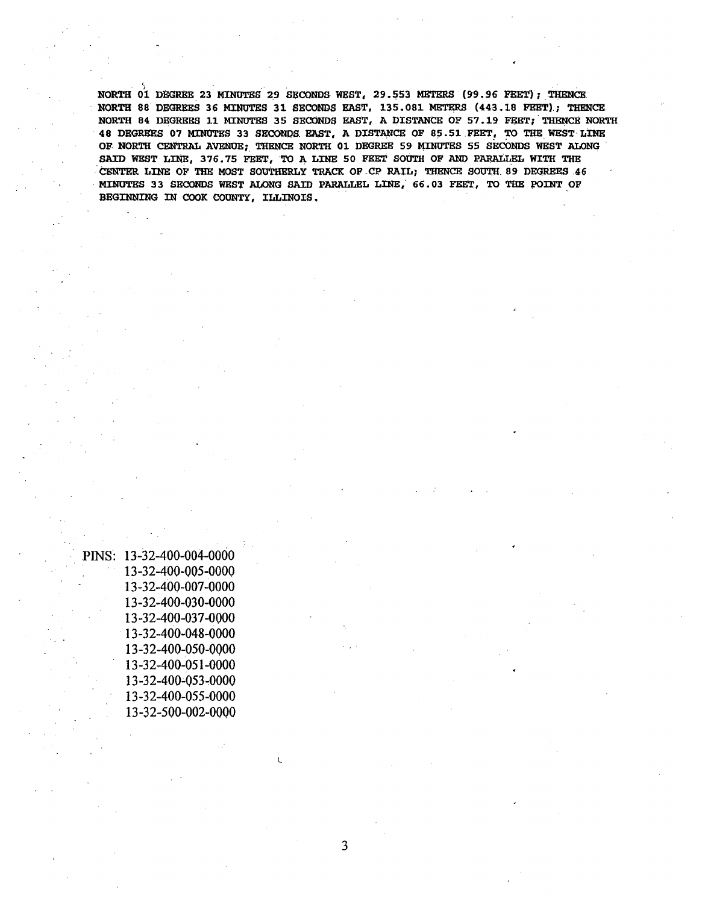NORTH 01 DEGREE 23 MINUTES 29 SECONDS WEST, 29.553 METERS (99.96 FEET); THENCE NORTH 88 DEGREES 36 MINUTES 31 SECONDS EAST, 135.081 METERS (443.18 FEET); THENCE NORTH 84 DEGREES 11 MINUTES 35 SECONDS EAST, A DISTANCE OF 57.19 FEET; THENCE NORTH 48 DEGREES 07 MINUTES 33 SECONDS EAST, A DISTANCE OF 85.51 FEET, TO THE WEST LINE OF NORTH CENTRAL AVENUE; THENCE NORTH 01 DEGREE 59 MINUTES 55 SECONDS WEST ALONG SAID WEST LINE, 376.75 FEET, TO A LINE 50 FEET SOUTH OF AND PARALLEL WITH THE CENTER LINE OF THE MOST SOUTHERLY TRACK OF CP RAIL; THENCE SOUTH 89 DEGREES 46 MINUTES 33 SECONDS WEST ALONG SAID PARALLEL LINE, 66.03 FEET, TO THE POINT OF BEGINNING IN COOK COUNTY, ILLINOIS.

PINS: 13-32-400-004-0000
13-32-400-005-0000
13-32-400-007-0000
13-32-400-030-0000
13-32-400-037-0000
13-32-400-048-0000
13-32-400-050-0000
13-32-400-051-0000
13-32-400-053-0000
13-32-400-055-0000
13-32-500-002-0000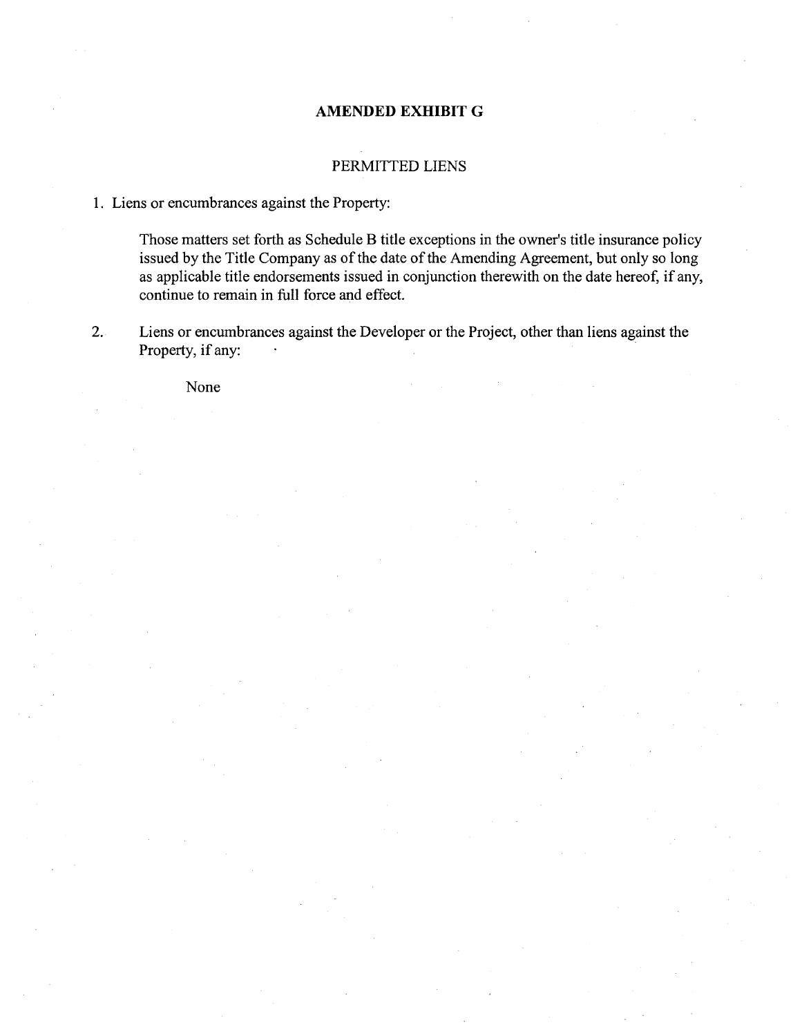# AMENDED EXHIBIT G

## PERMITTED LIENS

1. Liens or encumbrances against the Property:

   Those matters set forth as Schedule B title exceptions in the owner's title insurance policy issued by the Title Company as of the date of the Amending Agreement, but only so long as applicable title endorsements issued in conjunction therewith on the date hereof, if any, continue to remain in full force and effect.

2. Liens or encumbrances against the Developer or the Project, other than liens against the Property, if any:

   None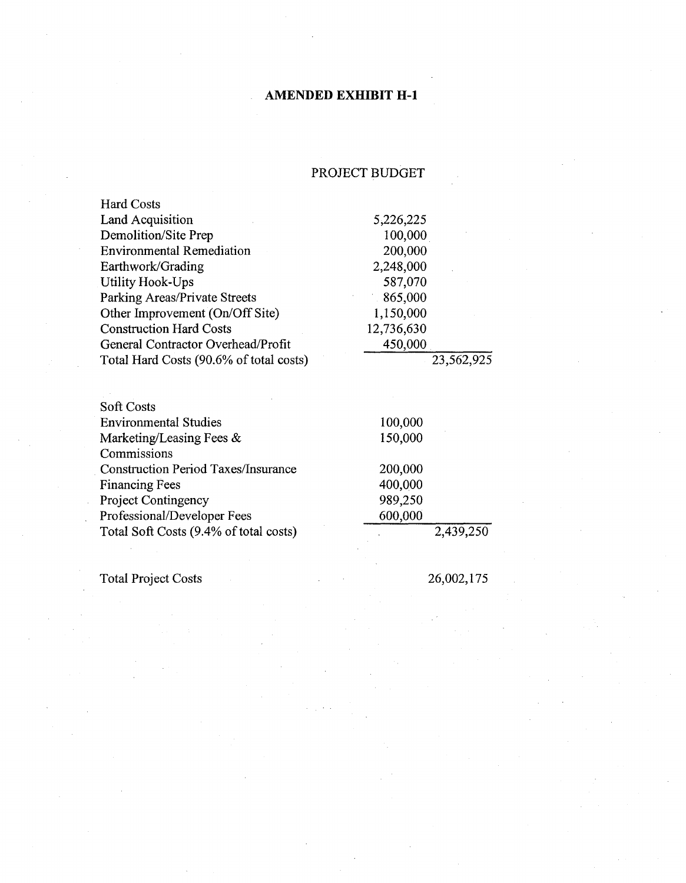# AMENDED EXHIBIT H-1

## PROJECT BUDGET

| | | |
|---|---|---|
| **Hard Costs** | | |
| Land Acquisition | 5,226,225 | |
| Demolition/Site Prep | 100,000 | |
| Environmental Remediation | 200,000 | |
| Earthwork/Grading | 2,248,000 | |
| Utility Hook-Ups | 587,070 | |
| Parking Areas/Private Streets | 865,000 | |
| Other Improvement (On/Off Site) | 1,150,000 | |
| Construction Hard Costs | 12,736,630 | |
| General Contractor Overhead/Profit | 450,000 | |
| Total Hard Costs (90.6% of total costs) | | 23,562,925 |
| | | |
| **Soft Costs** | | |
| Environmental Studies | 100,000 | |
| Marketing/Leasing Fees & Commissions | 150,000 | |
| Construction Period Taxes/Insurance | 200,000 | |
| Financing Fees | 400,000 | |
| Project Contingency | 989,250 | |
| Professional/Developer Fees | 600,000 | |
| Total Soft Costs (9.4% of total costs) | | 2,439,250 |
| | | |
| Total Project Costs | | 26,002,175 |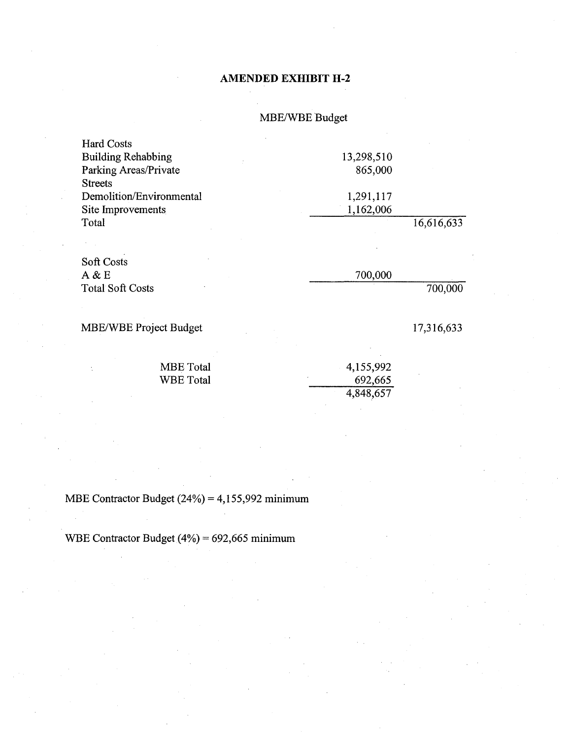## AMENDED EXHIBIT H-2

### MBE/WBE Budget

| | | |
|---|---|---|
| Hard Costs | | |
| Building Rehabbing | 13,298,510 | |
| Parking Areas/Private Streets | 865,000 | |
| Demolition/Environmental | 1,291,117 | |
| Site Improvements | 1,162,006 | |
| Total | | 16,616,633 |
| | | |
| Soft Costs | | |
| A & E | 700,000 | |
| Total Soft Costs | | 700,000 |
| | | |
| MBE/WBE Project Budget | | 17,316,633 |
| | | |
| MBE Total | 4,155,992 | |
| WBE Total | 692,665 | |
| | 4,848,657 | |

MBE Contractor Budget (24%) = 4,155,992 minimum

WBE Contractor Budget (4%) = 692,665 minimum